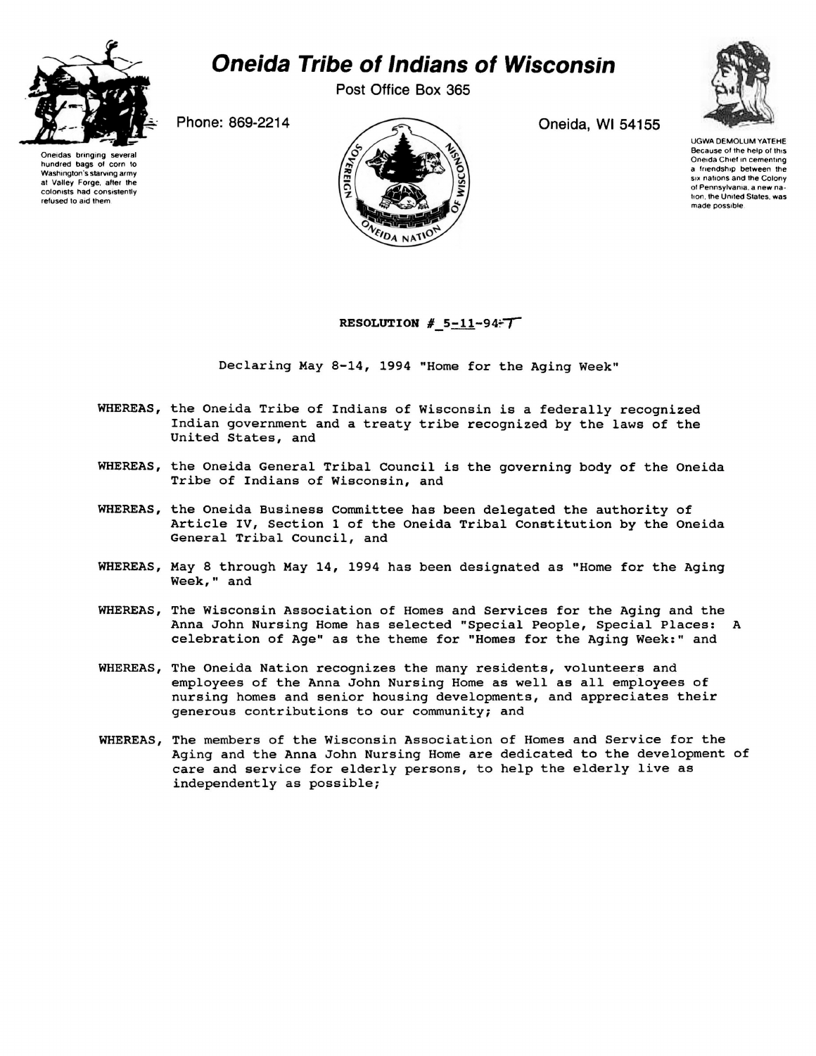# Oneida Tribe of Indians of Wisconsin

Post Office Box 365

Phone: 869-2214

Oneida, WI 54155

Oneidas bringing several hundred bags of corn to Washington's starving army at Valley Forge, after the colonists had consistently refused to aid them.

UGWA DEMOLUM YATEHE
Because of the help of this Oneida Chief in cementing a friendship between the six nations and the Colony of Pennsylvania, a new nation, the United States, was made possible.

**RESOLUTION # 5-11-94-T**

Declaring May 8-14, 1994 "Home for the Aging Week"

**WHEREAS,** the Oneida Tribe of Indians of Wisconsin is a federally recognized Indian government and a treaty tribe recognized by the laws of the United States, and

**WHEREAS,** the Oneida General Tribal Council is the governing body of the Oneida Tribe of Indians of Wisconsin, and

**WHEREAS,** the Oneida Business Committee has been delegated the authority of Article IV, Section 1 of the Oneida Tribal Constitution by the Oneida General Tribal Council, and

**WHEREAS,** May 8 through May 14, 1994 has been designated as "Home for the Aging Week," and

**WHEREAS,** The Wisconsin Association of Homes and Services for the Aging and the Anna John Nursing Home has selected "Special People, Special Places: A celebration of Age" as the theme for "Homes for the Aging Week:" and

**WHEREAS,** The Oneida Nation recognizes the many residents, volunteers and employees of the Anna John Nursing Home as well as all employees of nursing homes and senior housing developments, and appreciates their generous contributions to our community; and

**WHEREAS,** The members of the Wisconsin Association of Homes and Service for the Aging and the Anna John Nursing Home are dedicated to the development of care and service for elderly persons, to help the elderly live as independently as possible;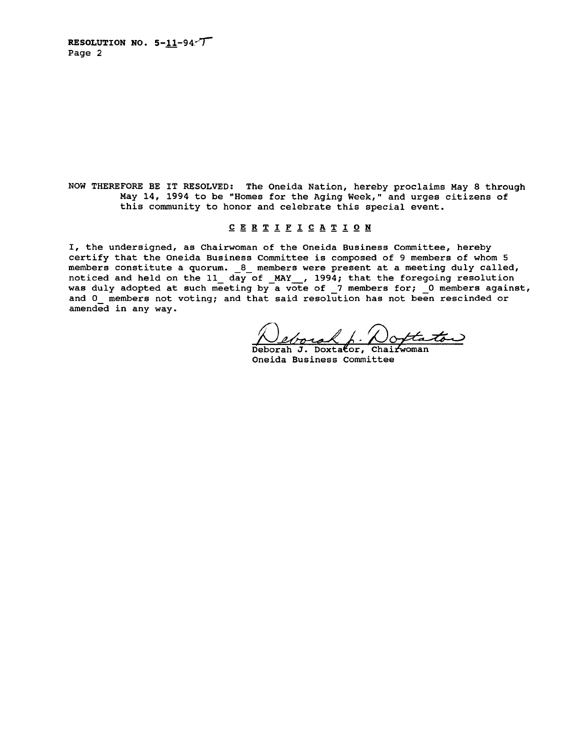RESOLUTION NO. 5-11-94-T
Page 2

NOW THEREFORE BE IT RESOLVED: The Oneida Nation, hereby proclaims May 8 through May 14, 1994 to be "Homes for the Aging Week," and urges citizens of this community to honor and celebrate this special event.

## C E R T I F I C A T I O N

I, the undersigned, as Chairwoman of the Oneida Business Committee, hereby certify that the Oneida Business Committee is composed of 9 members of whom 5 members constitute a quorum. 8 members were present at a meeting duly called, noticed and held on the 11 day of MAY, 1994; that the foregoing resolution was duly adopted at such meeting by a vote of 7 members for; 0 members against, and 0 members not voting; and that said resolution has not been rescinded or amended in any way.

Deborah J. Doxtator

Deborah J. Doxtator, Chairwoman
Oneida Business Committee